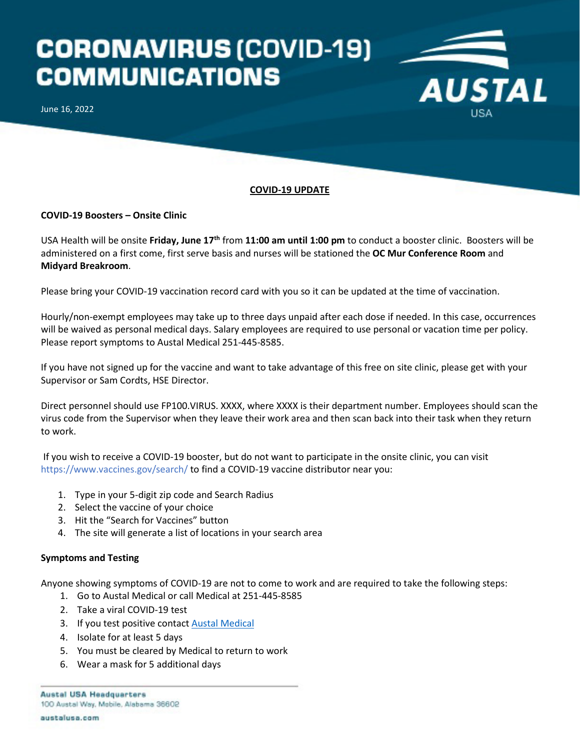# CORONAVIRUS (COVID-19) COMMUNICATIONS

AUSTAL USA

June 16, 2022

## COVID-19 UPDATE

### COVID-19 Boosters – Onsite Clinic

USA Health will be onsite **Friday, June 17th** from **11:00 am until 1:00 pm** to conduct a booster clinic. Boosters will be administered on a first come, first serve basis and nurses will be stationed the **OC Mur Conference Room** and **Midyard Breakroom**.

Please bring your COVID-19 vaccination record card with you so it can be updated at the time of vaccination.

Hourly/non-exempt employees may take up to three days unpaid after each dose if needed. In this case, occurrences will be waived as personal medical days. Salary employees are required to use personal or vacation time per policy. Please report symptoms to Austal Medical 251-445-8585.

If you have not signed up for the vaccine and want to take advantage of this free on site clinic, please get with your Supervisor or Sam Cordts, HSE Director.

Direct personnel should use FP100.VIRUS. XXXX, where XXXX is their department number. Employees should scan the virus code from the Supervisor when they leave their work area and then scan back into their task when they return to work.

If you wish to receive a COVID-19 booster, but do not want to participate in the onsite clinic, you can visit https://www.vaccines.gov/search/ to find a COVID-19 vaccine distributor near you:

1. Type in your 5-digit zip code and Search Radius
2. Select the vaccine of your choice
3. Hit the "Search for Vaccines" button
4. The site will generate a list of locations in your search area

### Symptoms and Testing

Anyone showing symptoms of COVID-19 are not to come to work and are required to take the following steps:

1. Go to Austal Medical or call Medical at 251-445-8585
2. Take a viral COVID-19 test
3. If you test positive contact Austal Medical
4. Isolate for at least 5 days
5. You must be cleared by Medical to return to work
6. Wear a mask for 5 additional days

**Austal USA Headquarters**
100 Austal Way, Mobile, Alabama 36602

austalusa.com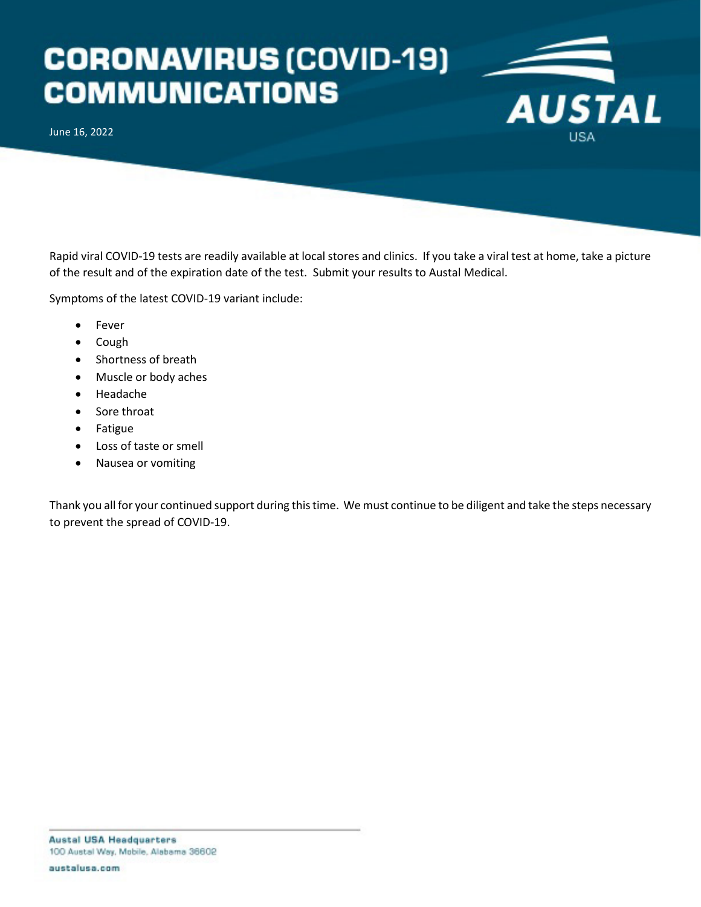# CORONAVIRUS (COVID-19) COMMUNICATIONS

June 16, 2022

Rapid viral COVID-19 tests are readily available at local stores and clinics. If you take a viral test at home, take a picture of the result and of the expiration date of the test. Submit your results to Austal Medical.

Symptoms of the latest COVID-19 variant include:

- Fever
- Cough
- Shortness of breath
- Muscle or body aches
- Headache
- Sore throat
- Fatigue
- Loss of taste or smell
- Nausea or vomiting

Thank you all for your continued support during this time. We must continue to be diligent and take the steps necessary to prevent the spread of COVID-19.

**Austal USA Headquarters**
100 Austal Way, Mobile, Alabama 36602

**austalusa.com**